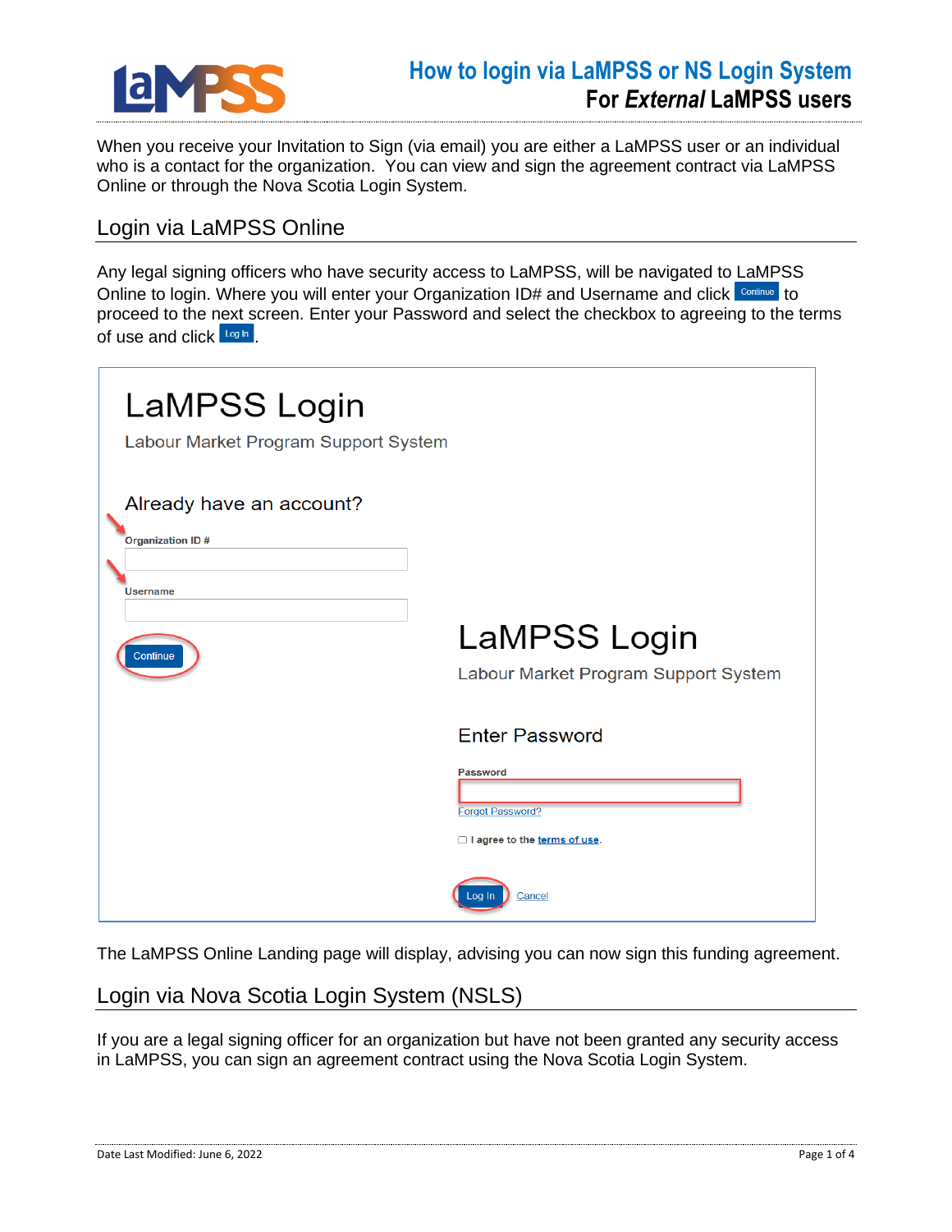# How to login via LaMPSS or NS Login System
## For *External* LaMPSS users

When you receive your Invitation to Sign (via email) you are either a LaMPSS user or an individual who is a contact for the organization. You can view and sign the agreement contract via LaMPSS Online or through the Nova Scotia Login System.

## Login via LaMPSS Online

Any legal signing officers who have security access to LaMPSS, will be navigated to LaMPSS Online to login. Where you will enter your Organization ID# and Username and click Continue to proceed to the next screen. Enter your Password and select the checkbox to agreeing to the terms of use and click Log In.

LaMPSS Login

Labour Market Program Support System

Already have an account?

Organization ID #

Username

Continue

LaMPSS Login

Labour Market Program Support System

Enter Password

Password

Forgot Password?

I agree to the terms of use.

Log In Cancel

The LaMPSS Online Landing page will display, advising you can now sign this funding agreement.

## Login via Nova Scotia Login System (NSLS)

If you are a legal signing officer for an organization but have not been granted any security access in LaMPSS, you can sign an agreement contract using the Nova Scotia Login System.

Date Last Modified: June 6, 2022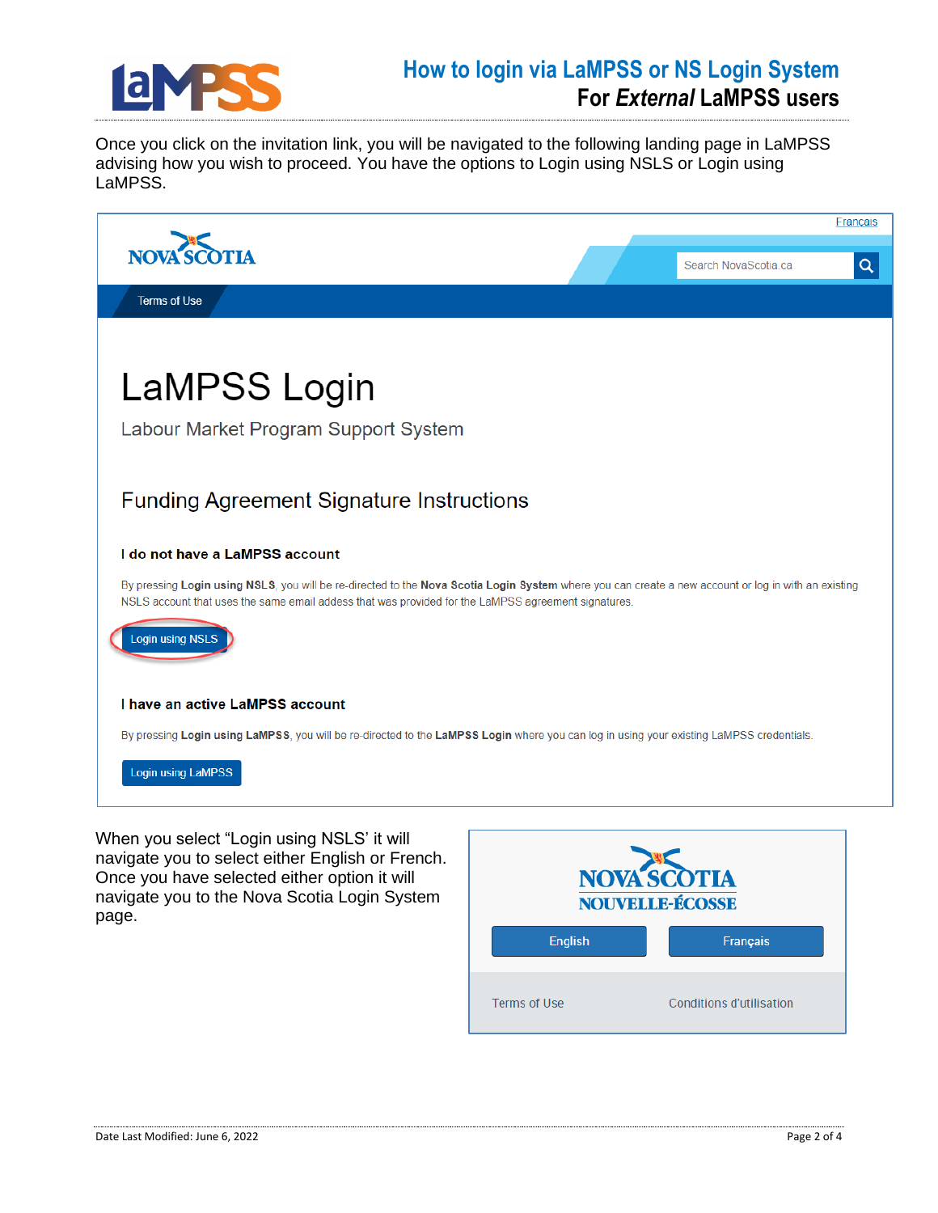Once you click on the invitation link, you will be navigated to the following landing page in LaMPSS advising how you wish to proceed. You have the options to Login using NSLS or Login using LaMPSS.

Français

NOVA SCOTIA

Search NovaScotia.ca

Terms of Use

# LaMPSS Login

Labour Market Program Support System

## Funding Agreement Signature Instructions

**I do not have a LaMPSS account**

By pressing **Login using NSLS**, you will be re-directed to the **Nova Scotia Login System** where you can create a new account or log in with an existing NSLS account that uses the same email address that was provided for the LaMPSS agreement signatures.

Login using NSLS

**I have an active LaMPSS account**

By pressing **Login using LaMPSS**, you will be re-directed to the **LaMPSS Login** where you can log in using your existing LaMPSS credentials.

Login using LaMPSS

When you select "Login using NSLS' it will navigate you to select either English or French. Once you have selected either option it will navigate you to the Nova Scotia Login System page.

NOVA SCOTIA
NOUVELLE-ÉCOSSE

English | Français

Terms of Use | Conditions d'utilisation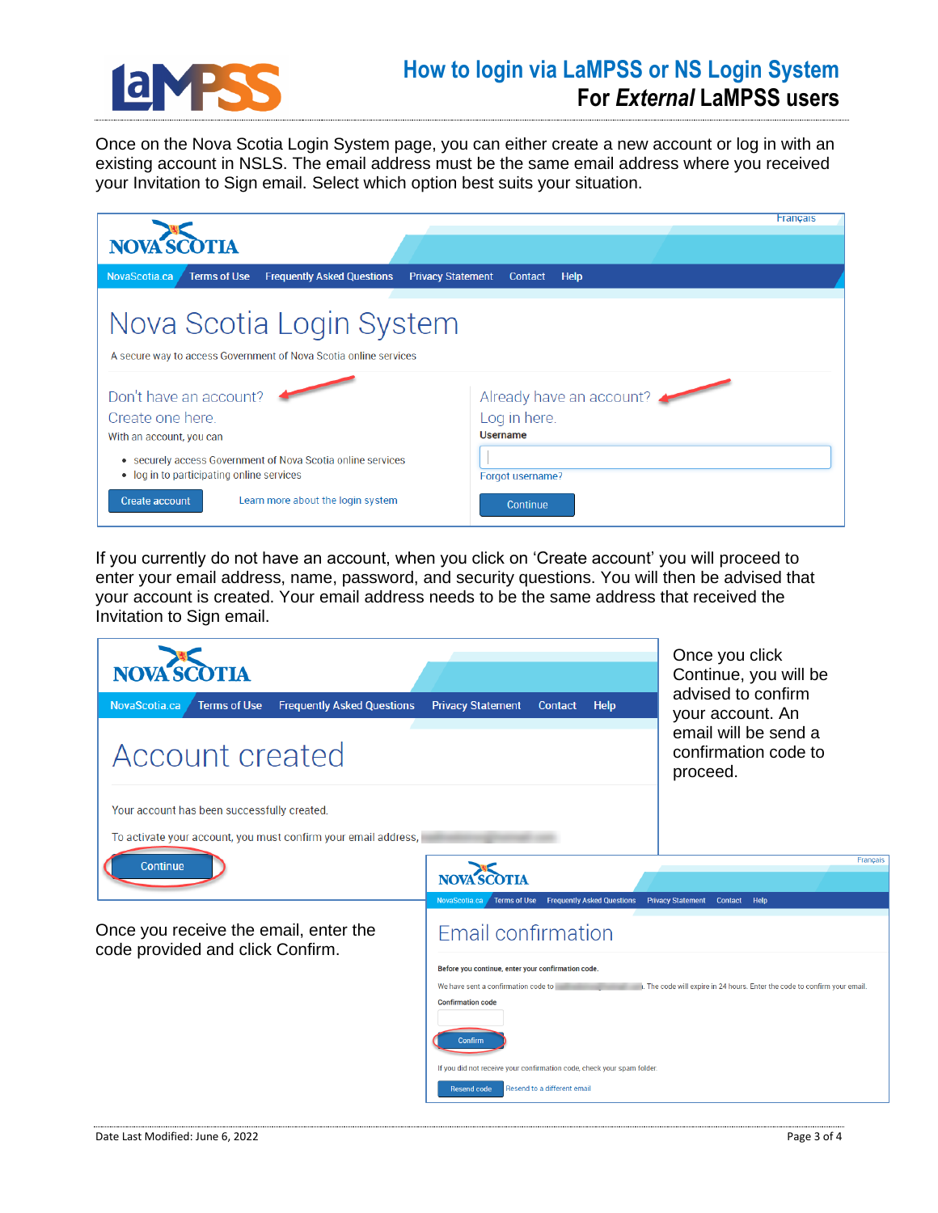Once on the Nova Scotia Login System page, you can either create a new account or log in with an existing account in NSLS. The email address must be the same email address where you received your Invitation to Sign email. Select which option best suits your situation.

Français

NOVA SCOTIA

NovaScotia.ca | Terms of Use | Frequently Asked Questions | Privacy Statement | Contact | Help

# Nova Scotia Login System

A secure way to access Government of Nova Scotia online services

Don't have an account?
Create one here.

With an account, you can

- securely access Government of Nova Scotia online services
- log in to participating online services

Create account | Learn more about the login system

Already have an account?
Log in here.

Username

Forgot username?

Continue

If you currently do not have an account, when you click on 'Create account' you will proceed to enter your email address, name, password, and security questions. You will then be advised that your account is created. Your email address needs to be the same address that received the Invitation to Sign email.

NOVA SCOTIA

NovaScotia.ca | Terms of Use | Frequently Asked Questions | Privacy Statement | Contact | Help

# Account created

Your account has been successfully created.

To activate your account, you must confirm your email address,

Continue

Once you click Continue, you will be advised to confirm your account. An email will be send a confirmation code to proceed.

Once you receive the email, enter the code provided and click Confirm.

Français

NOVA SCOTIA

NovaScotia.ca | Terms of Use | Frequently Asked Questions | Privacy Statement | Contact | Help

# Email confirmation

**Before you continue, enter your confirmation code.**

We have sent a confirmation code to . The code will expire in 24 hours. Enter the code to confirm your email.

**Confirmation code**

Confirm

If you did not receive your confirmation code, check your spam folder.

Resend code | Resend to a different email

Date Last Modified: June 6, 2022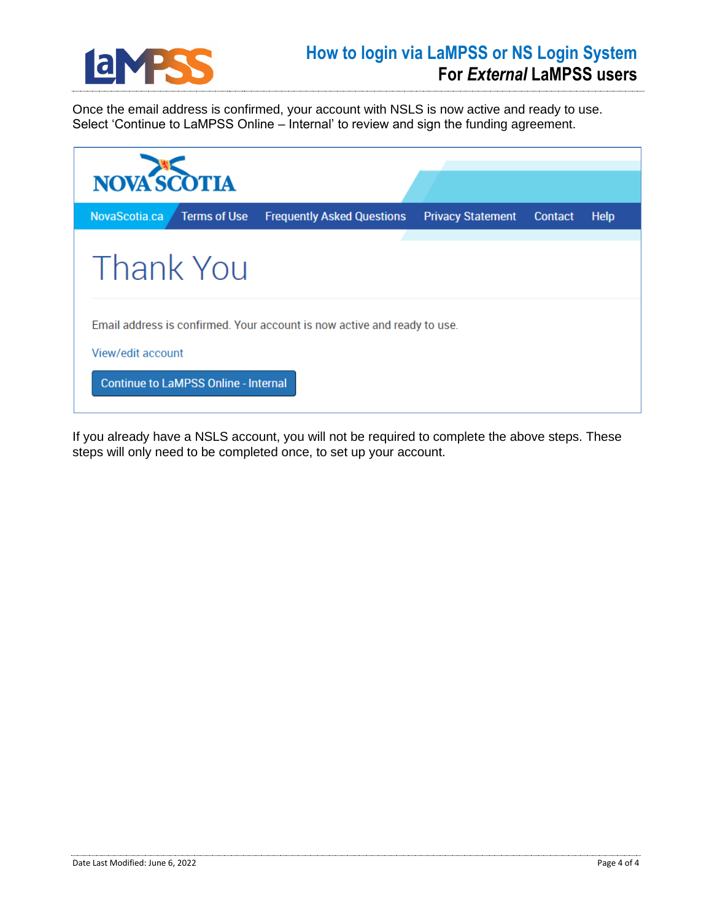Once the email address is confirmed, your account with NSLS is now active and ready to use. Select 'Continue to LaMPSS Online – Internal' to review and sign the funding agreement.

NOVA SCOTIA

NovaScotia.ca | Terms of Use | Frequently Asked Questions | Privacy Statement | Contact | Help

# Thank You

Email address is confirmed. Your account is now active and ready to use.

View/edit account

Continue to LaMPSS Online - Internal

If you already have a NSLS account, you will not be required to complete the above steps. These steps will only need to be completed once, to set up your account.

Date Last Modified: June 6, 2022